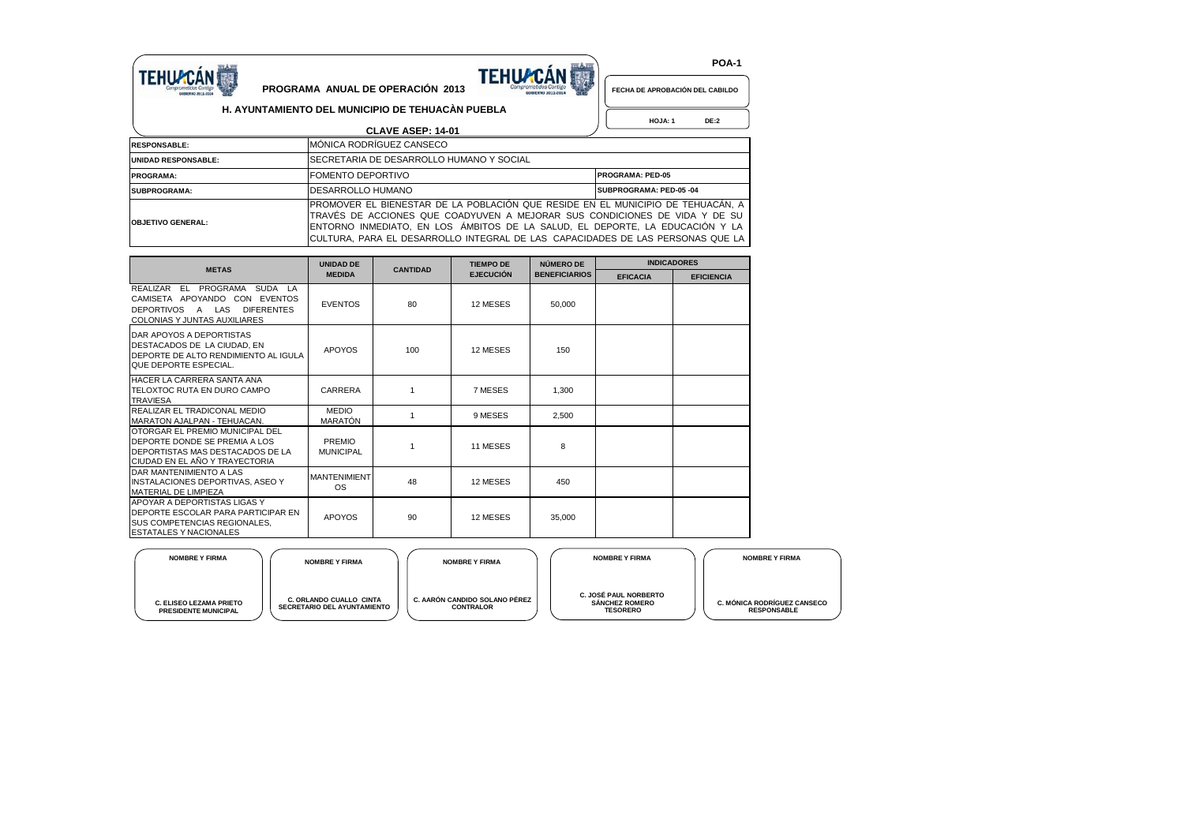**POA-1**

**PROGRAMA ANUAL DE OPERACIÓN 2013**

**H. AYUNTAMIENTO DEL MUNICIPIO DE TEHUACÀN PUEBLA**

**CLAVE ASEP: 14-01**

**FECHA DE APROBACIÓN DEL CABILDO**

**HOJA: 1 DE:2**

| | | |
|---|---|---|
| **RESPONSABLE:** | MÓNICA RODRÍGUEZ CANSECO | |
| **UNIDAD RESPONSABLE:** | SECRETARIA DE DESARROLLO HUMANO Y SOCIAL | |
| **PROGRAMA:** | FOMENTO DEPORTIVO | **PROGRAMA: PED-05** |
| **SUBPROGRAMA:** | DESARROLLO HUMANO | **SUBPROGRAMA: PED-05 -04** |
| **OBJETIVO GENERAL:** | PROMOVER EL BIENESTAR DE LA POBLACIÓN QUE RESIDE EN EL MUNICIPIO DE TEHUACÁN, A TRAVÉS DE ACCIONES QUE COADYUVEN A MEJORAR SUS CONDICIONES DE VIDA Y DE SU ENTORNO INMEDIATO, EN LOS ÁMBITOS DE LA SALUD, EL DEPORTE, LA EDUCACIÓN Y LA CULTURA, PARA EL DESARROLLO INTEGRAL DE LAS CAPACIDADES DE LAS PERSONAS QUE LA | |

| METAS | UNIDAD DE MEDIDA | CANTIDAD | TIEMPO DE EJECUCIÓN | NÚMERO DE BENEFICIARIOS | INDICADORES | |
|---|---|---|---|---|---|---|
| | | | | | EFICACIA | EFICIENCIA |
| REALIZAR EL PROGRAMA SUDA LA CAMISETA APOYANDO CON EVENTOS DEPORTIVOS A LAS DIFERENTES COLONIAS Y JUNTAS AUXILIARES | EVENTOS | 80 | 12 MESES | 50,000 | | |
| DAR APOYOS A DEPORTISTAS DESTACADOS DE LA CIUDAD, EN DEPORTE DE ALTO RENDIMIENTO AL IGULA QUE DEPORTE ESPECIAL. | APOYOS | 100 | 12 MESES | 150 | | |
| HACER LA CARRERA SANTA ANA TELOXTOC RUTA EN DURO CAMPO TRAVIESA | CARRERA | 1 | 7 MESES | 1,300 | | |
| REALIZAR EL TRADICONAL MEDIO MARATON AJALPAN - TEHUACAN. | MEDIO MARATÓN | 1 | 9 MESES | 2,500 | | |
| OTORGAR EL PREMIO MUNICIPAL DEL DEPORTE DONDE SE PREMIA A LOS DEPORTISTAS MAS DESTACADOS DE LA CIUDAD EN EL AÑO Y TRAYECTORIA | PREMIO MUNICIPAL | 1 | 11 MESES | 8 | | |
| DAR MANTENIMIENTO A LAS INSTALACIONES DEPORTIVAS, ASEO Y MATERIAL DE LIMPIEZA | MANTENIMIENTOS | 48 | 12 MESES | 450 | | |
| APOYAR A DEPORTISTAS LIGAS Y DEPORTE ESCOLAR PARA PARTICIPAR EN SUS COMPETENCIAS REGIONALES, ESTATALES Y NACIONALES | APOYOS | 90 | 12 MESES | 35,000 | | |

| NOMBRE Y FIRMA | NOMBRE Y FIRMA | NOMBRE Y FIRMA | NOMBRE Y FIRMA | NOMBRE Y FIRMA |
|---|---|---|---|---|
| C. ELISEO LEZAMA PRIETO<br>PRESIDENTE MUNICIPAL | C. ORLANDO CUALLO CINTA<br>SECRETARIO DEL AYUNTAMIENTO | C. AARÓN CANDIDO SOLANO PÉREZ<br>CONTRALOR | C. JOSÉ PAUL NORBERTO SÁNCHEZ ROMERO<br>TESORERO | C. MÓNICA RODRÍGUEZ CANSECO<br>RESPONSABLE |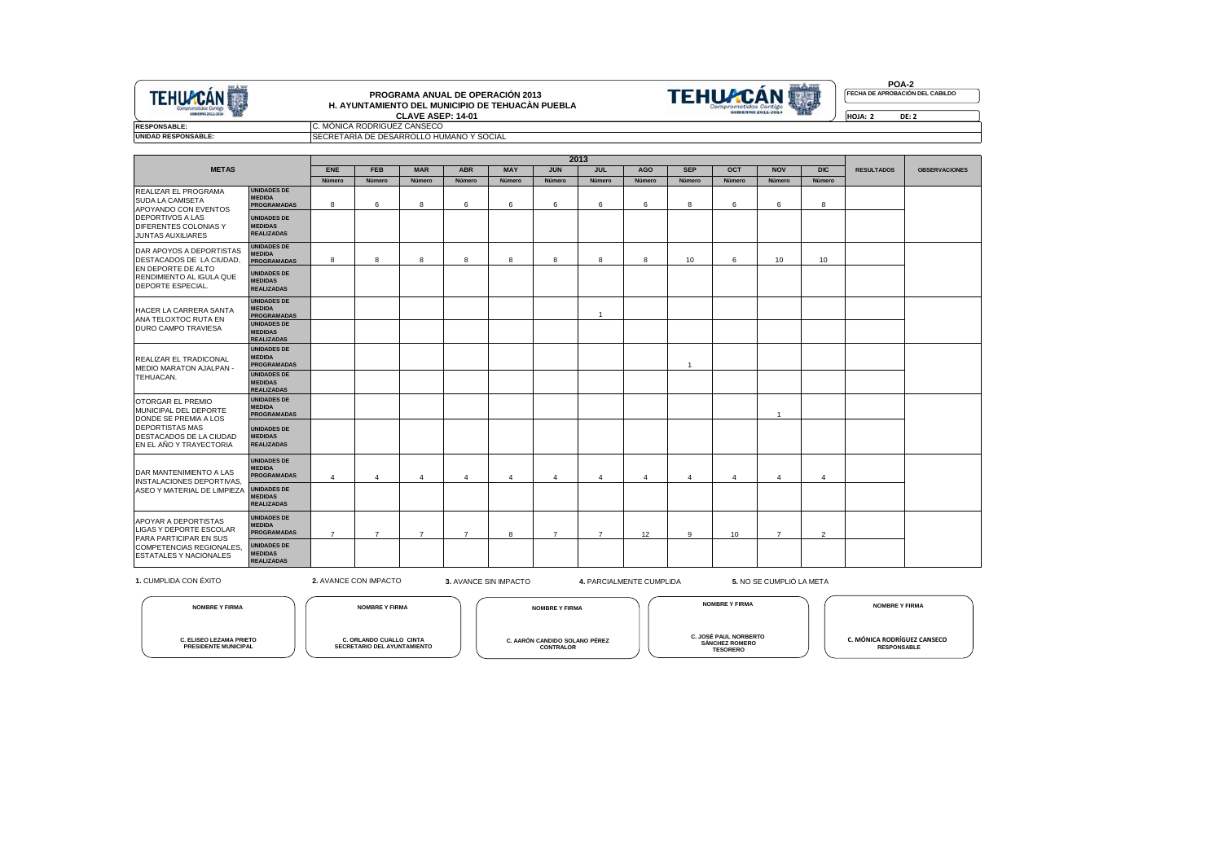**POA-2**

**PROGRAMA ANUAL DE OPERACIÓN 2013**
**H. AYUNTAMIENTO DEL MUNICIPIO DE TEHUACÁN PUEBLA**
**CLAVE ASEP: 14-01**

FECHA DE APROBACIÓN DEL CABILDO

HOJA: 2 DE: 2

**RESPONSABLE:** C. MÓNICA RODRIGUEZ CANSECO
**UNIDAD RESPONSABLE:** SECRETARIA DE DESARROLLO HUMANO Y SOCIAL

| METAS | | 2013 | | | | | | | | | | | | RESULTADOS | OBSERVACIONES |
|---|---|---|---|---|---|---|---|---|---|---|---|---|---|---|---|
| | | ENE | FEB | MAR | ABR | MAY | JUN | JUL | AGO | SEP | OCT | NOV | DIC | | |
| | | Número | Número | Número | Número | Número | Número | Número | Número | Número | Número | Número | Número | | |
| REALIZAR EL PROGRAMA SUDA LA CAMISETA APOYANDO CON EVENTOS DEPORTIVOS A LAS DIFERENTES COLONIAS Y JUNTAS AUXILIARES | UNIDADES DE MEDIDA PROGRAMADAS | 8 | 6 | 8 | 6 | 6 | 6 | 6 | 6 | 8 | 6 | 6 | 8 | | |
| | UNIDADES DE MEDIDAS REALIZADAS | | | | | | | | | | | | | | |
| DAR APOYOS A DEPORTISTAS DESTACADOS DE LA CIUDAD, EN DEPORTE DE ALTO RENDIMIENTO AL IGULA QUE DEPORTE ESPECIAL. | UNIDADES DE MEDIDA PROGRAMADAS | 8 | 8 | 8 | 8 | 8 | 8 | 8 | 8 | 10 | 6 | 10 | 10 | | |
| | UNIDADES DE MEDIDAS REALIZADAS | | | | | | | | | | | | | | |
| HACER LA CARRERA SANTA ANA TELOXTOC RUTA EN DURO CAMPO TRAVIESA | UNIDADES DE MEDIDA PROGRAMADAS | | | | | | | 1 | | | | | | | |
| | UNIDADES DE MEDIDAS REALIZADAS | | | | | | | | | | | | | | |
| REALIZAR EL TRADICONAL MEDIO MARATON AJALPAN - TEHUACAN. | UNIDADES DE MEDIDA PROGRAMADAS | | | | | | | | | 1 | | | | | |
| | UNIDADES DE MEDIDAS REALIZADAS | | | | | | | | | | | | | | |
| OTORGAR EL PREMIO MUNICIPAL DEL DEPORTE DONDE SE PREMIA A LOS DEPORTISTAS MAS DESTACADOS DE LA CIUDAD EN EL AÑO Y TRAYECTORIA | UNIDADES DE MEDIDA PROGRAMADAS | | | | | | | | | | | 1 | | | |
| | UNIDADES DE MEDIDAS REALIZADAS | | | | | | | | | | | | | | |
| DAR MANTENIMIENTO A LAS INSTALACIONES DEPORTIVAS, ASEO Y MATERIAL DE LIMPIEZA | UNIDADES DE MEDIDA PROGRAMADAS | 4 | 4 | 4 | 4 | 4 | 4 | 4 | 4 | 4 | 4 | 4 | 4 | | |
| | UNIDADES DE MEDIDAS REALIZADAS | | | | | | | | | | | | | | |
| APOYAR A DEPORTISTAS LIGAS Y DEPORTE ESCOLAR PARA PARTICIPAR EN SUS COMPETENCIAS REGIONALES, ESTATALES Y NACIONALES | UNIDADES DE MEDIDA PROGRAMADAS | 7 | 7 | 7 | 7 | 8 | 7 | 7 | 12 | 9 | 10 | 7 | 2 | | |
| | UNIDADES DE MEDIDAS REALIZADAS | | | | | | | | | | | | | | |

**1.** CUMPLIDA CON ÉXITO **2.** AVANCE CON IMPACTO **3.** AVANCE SIN IMPACTO **4.** PARCIALMENTE CUMPLIDA **5.** NO SE CUMPLIÓ LA META

| NOMBRE Y FIRMA | NOMBRE Y FIRMA | NOMBRE Y FIRMA | NOMBRE Y FIRMA | NOMBRE Y FIRMA |
|---|---|---|---|---|
| C. ELISEO LEZAMA PRIETO<br>PRESIDENTE MUNICIPAL | C. ORLANDO CUALLO CINTA<br>SECRETARIO DEL AYUNTAMIENTO | C. AARÓN CANDIDO SOLANO PÉREZ<br>CONTRALOR | C. JOSÉ PAUL NORBERTO SÁNCHEZ ROMERO<br>TESORERO | C. MÓNICA RODRÍGUEZ CANSECO<br>RESPONSABLE |